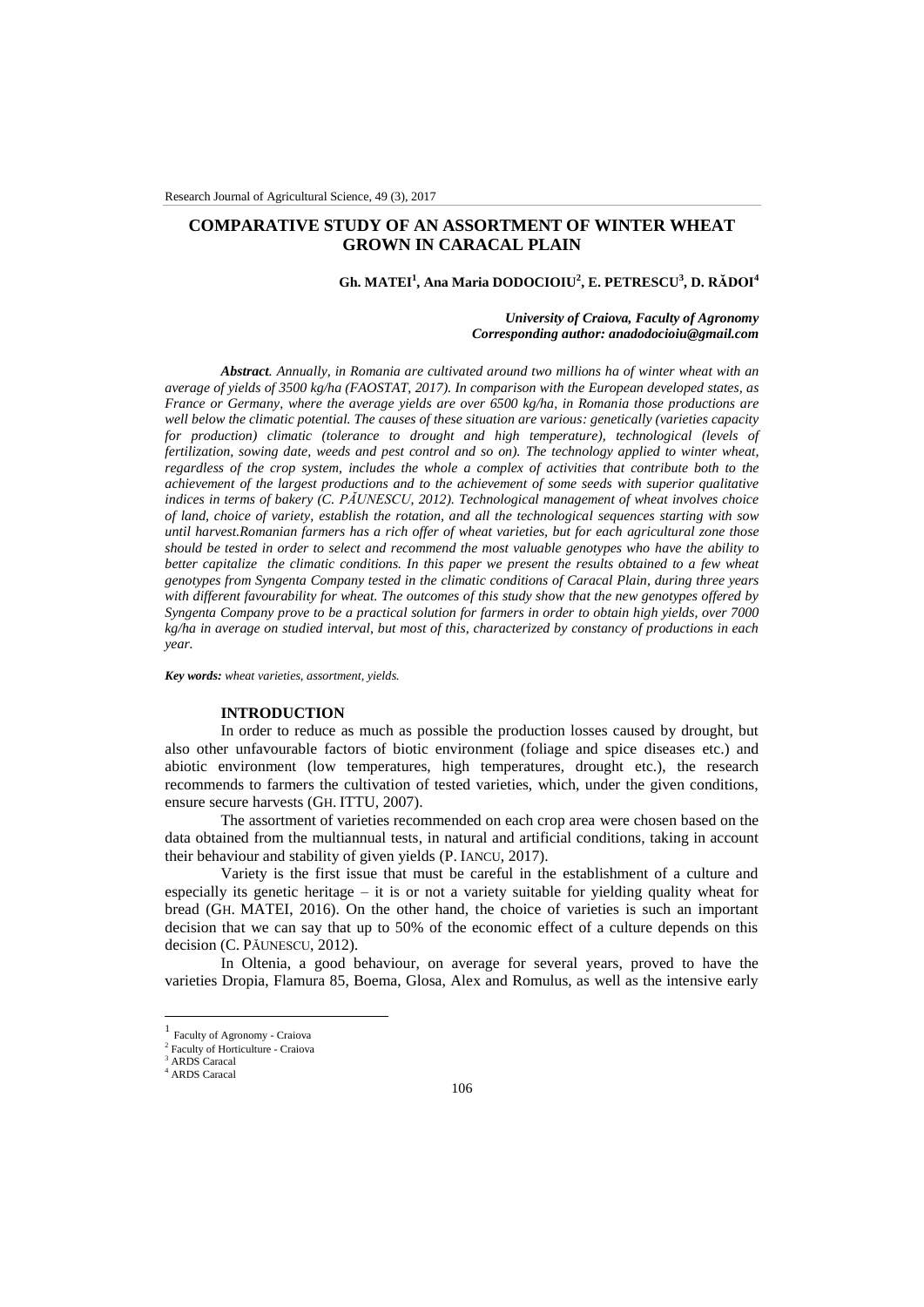# COMPARATIVE STUDY OF AN ASSORTMENT OF WINTER WHEAT GROWN IN CARACAL PLAIN

**Gh. MATEI[1], Ana Maria DODOCIOIU[2], E. PETRESCU[3], D. RĂDOI[4]**

***University of Craiova, Faculty of Agronomy***
***Corresponding author: anadodocioiu@gmail.com***

***Abstract****. Annually, in Romania are cultivated around two millions ha of winter wheat with an average of yields of 3500 kg/ha (FAOSTAT, 2017). In comparison with the European developed states, as France or Germany, where the average yields are over 6500 kg/ha, in Romania those productions are well below the climatic potential. The causes of these situation are various: genetically (varieties capacity for production) climatic (tolerance to drought and high temperature), technological (levels of fertilization, sowing date, weeds and pest control and so on). The technology applied to winter wheat, regardless of the crop system, includes the whole a complex of activities that contribute both to the achievement of the largest productions and to the achievement of some seeds with superior qualitative indices in terms of bakery (C. PĂUNESCU, 2012). Technological management of wheat involves choice of land, choice of variety, establish the rotation, and all the technological sequences starting with sow until harvest.Romanian farmers has a rich offer of wheat varieties, but for each agricultural zone those should be tested in order to select and recommend the most valuable genotypes who have the ability to better capitalize the climatic conditions. In this paper we present the results obtained to a few wheat genotypes from Syngenta Company tested in the climatic conditions of Caracal Plain, during three years with different favourability for wheat. The outcomes of this study show that the new genotypes offered by Syngenta Company prove to be a practical solution for farmers in order to obtain high yields, over 7000 kg/ha in average on studied interval, but most of this, characterized by constancy of productions in each year.*

***Key words:*** *wheat varieties, assortment, yields.*

## INTRODUCTION

In order to reduce as much as possible the production losses caused by drought, but also other unfavourable factors of biotic environment (foliage and spice diseases etc.) and abiotic environment (low temperatures, high temperatures, drought etc.), the research recommends to farmers the cultivation of tested varieties, which, under the given conditions, ensure secure harvests (GH. ITTU, 2007).

The assortment of varieties recommended on each crop area were chosen based on the data obtained from the multiannual tests, in natural and artificial conditions, taking in account their behaviour and stability of given yields (P. IANCU, 2017).

Variety is the first issue that must be careful in the establishment of a culture and especially its genetic heritage – it is or not a variety suitable for yielding quality wheat for bread (GH. MATEI, 2016). On the other hand, the choice of varieties is such an important decision that we can say that up to 50% of the economic effect of a culture depends on this decision (C. PĂUNESCU, 2012).

In Oltenia, a good behaviour, on average for several years, proved to have the varieties Dropia, Flamura 85, Boema, Glosa, Alex and Romulus, as well as the intensive early

---

[1] Faculty of Agronomy - Craiova
[2] Faculty of Horticulture - Craiova
[3] ARDS Caracal
[4] ARDS Caracal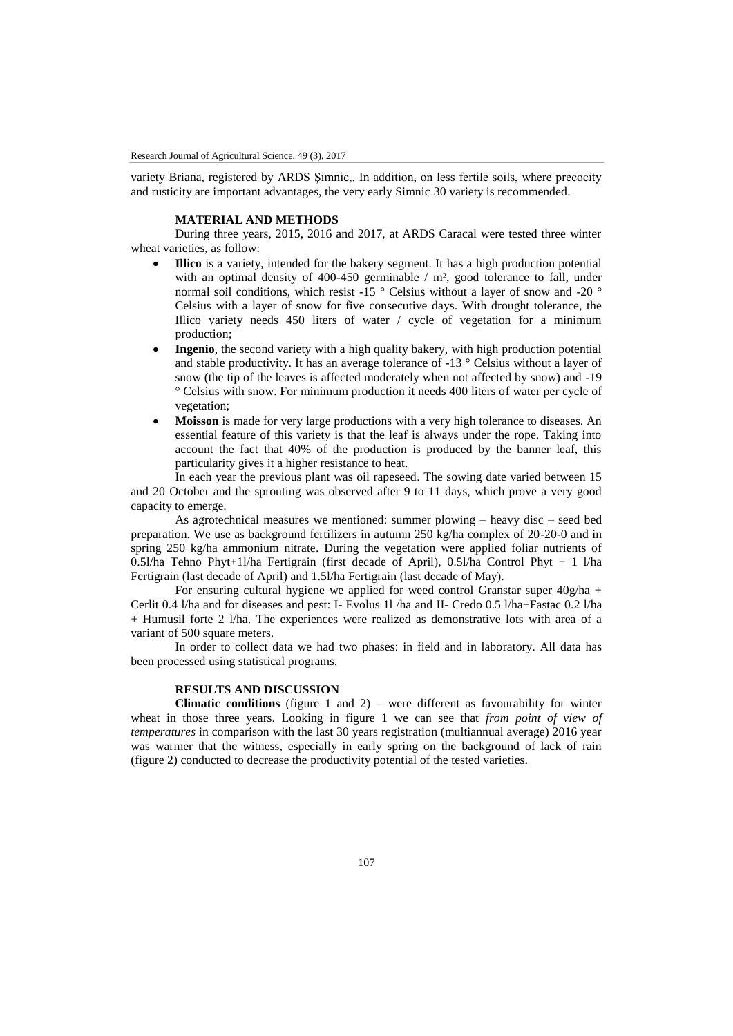variety Briana, registered by ARDS Şimnic,. In addition, on less fertile soils, where precocity and rusticity are important advantages, the very early Simnic 30 variety is recommended.

## MATERIAL AND METHODS

During three years, 2015, 2016 and 2017, at ARDS Caracal were tested three winter wheat varieties, as follow:

- **Illico** is a variety, intended for the bakery segment. It has a high production potential with an optimal density of 400-450 germinable / m², good tolerance to fall, under normal soil conditions, which resist -15 ° Celsius without a layer of snow and -20 ° Celsius with a layer of snow for five consecutive days. With drought tolerance, the Illico variety needs 450 liters of water / cycle of vegetation for a minimum production;
- **Ingenio**, the second variety with a high quality bakery, with high production potential and stable productivity. It has an average tolerance of -13 ° Celsius without a layer of snow (the tip of the leaves is affected moderately when not affected by snow) and -19 ° Celsius with snow. For minimum production it needs 400 liters of water per cycle of vegetation;
- **Moisson** is made for very large productions with a very high tolerance to diseases. An essential feature of this variety is that the leaf is always under the rope. Taking into account the fact that 40% of the production is produced by the banner leaf, this particularity gives it a higher resistance to heat.

In each year the previous plant was oil rapeseed. The sowing date varied between 15 and 20 October and the sprouting was observed after 9 to 11 days, which prove a very good capacity to emerge.

As agrotechnical measures we mentioned: summer plowing – heavy disc – seed bed preparation. We use as background fertilizers in autumn 250 kg/ha complex of 20-20-0 and in spring 250 kg/ha ammonium nitrate. During the vegetation were applied foliar nutrients of 0.5l/ha Tehno Phyt+1l/ha Fertigrain (first decade of April), 0.5l/ha Control Phyt + 1 l/ha Fertigrain (last decade of April) and 1.5l/ha Fertigrain (last decade of May).

For ensuring cultural hygiene we applied for weed control Granstar super 40g/ha + Cerlit 0.4 l/ha and for diseases and pest: I- Evolus 1l /ha and II- Credo 0.5 l/ha+Fastac 0.2 l/ha + Humusil forte 2 l/ha. The experiences were realized as demonstrative lots with area of a variant of 500 square meters.

In order to collect data we had two phases: in field and in laboratory. All data has been processed using statistical programs.

## RESULTS AND DISCUSSION

**Climatic conditions** (figure 1 and 2) – were different as favourability for winter wheat in those three years. Looking in figure 1 we can see that *from point of view of temperatures* in comparison with the last 30 years registration (multiannual average) 2016 year was warmer that the witness, especially in early spring on the background of lack of rain (figure 2) conducted to decrease the productivity potential of the tested varieties.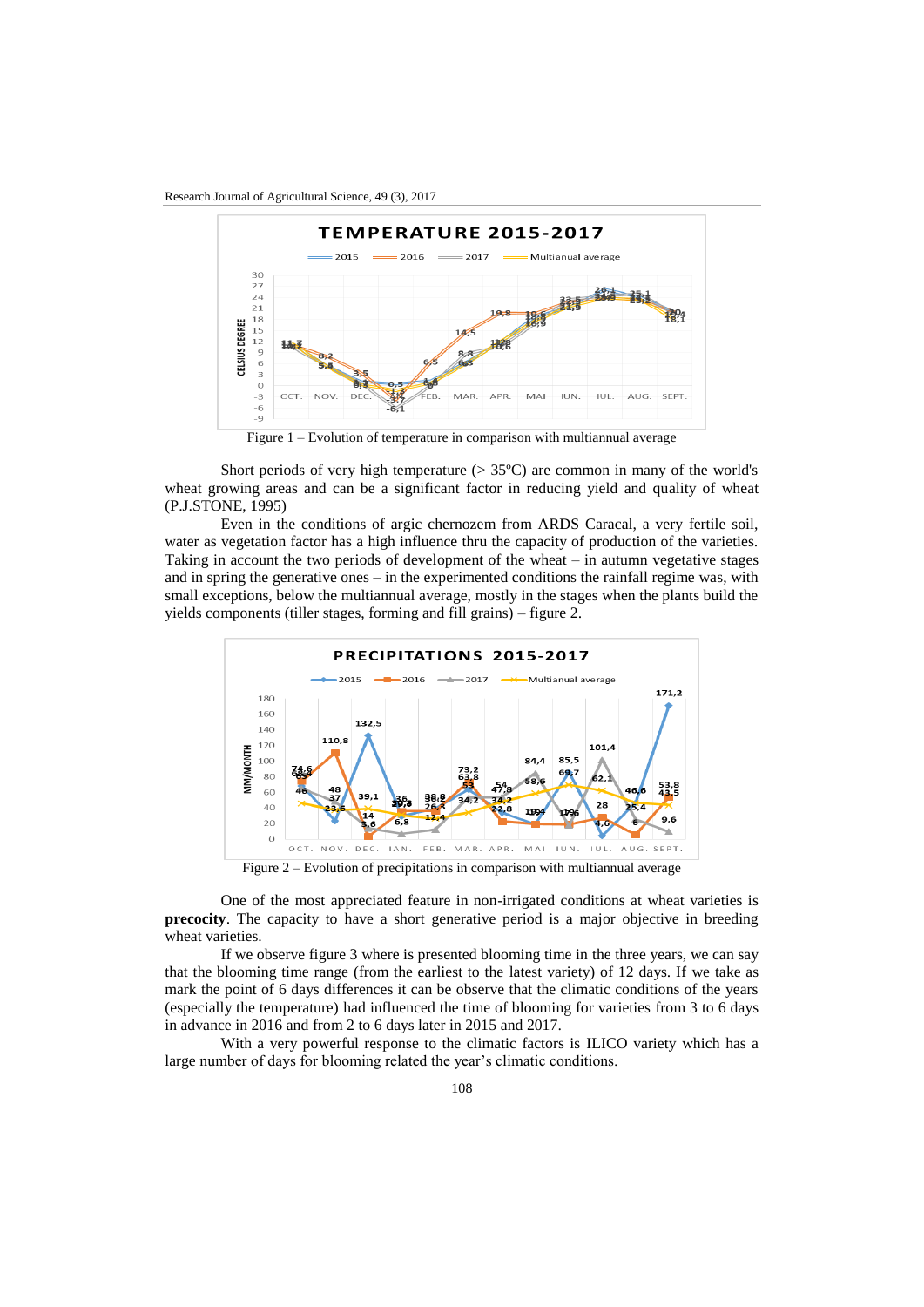Figure 1 – Evolution of temperature in comparison with multiannual average

Short periods of very high temperature (> 35ºC) are common in many of the world's wheat growing areas and can be a significant factor in reducing yield and quality of wheat (P.J.STONE, 1995)

Even in the conditions of argic chernozem from ARDS Caracal, a very fertile soil, water as vegetation factor has a high influence thru the capacity of production of the varieties. Taking in account the two periods of development of the wheat – in autumn vegetative stages and in spring the generative ones – in the experimented conditions the rainfall regime was, with small exceptions, below the multiannual average, mostly in the stages when the plants build the yields components (tiller stages, forming and fill grains) – figure 2.

Figure 2 – Evolution of precipitations in comparison with multiannual average

One of the most appreciated feature in non-irrigated conditions at wheat varieties is **precocity**. The capacity to have a short generative period is a major objective in breeding wheat varieties.

If we observe figure 3 where is presented blooming time in the three years, we can say that the blooming time range (from the earliest to the latest variety) of 12 days. If we take as mark the point of 6 days differences it can be observe that the climatic conditions of the years (especially the temperature) had influenced the time of blooming for varieties from 3 to 6 days in advance in 2016 and from 2 to 6 days later in 2015 and 2017.

With a very powerful response to the climatic factors is ILICO variety which has a large number of days for blooming related the year's climatic conditions.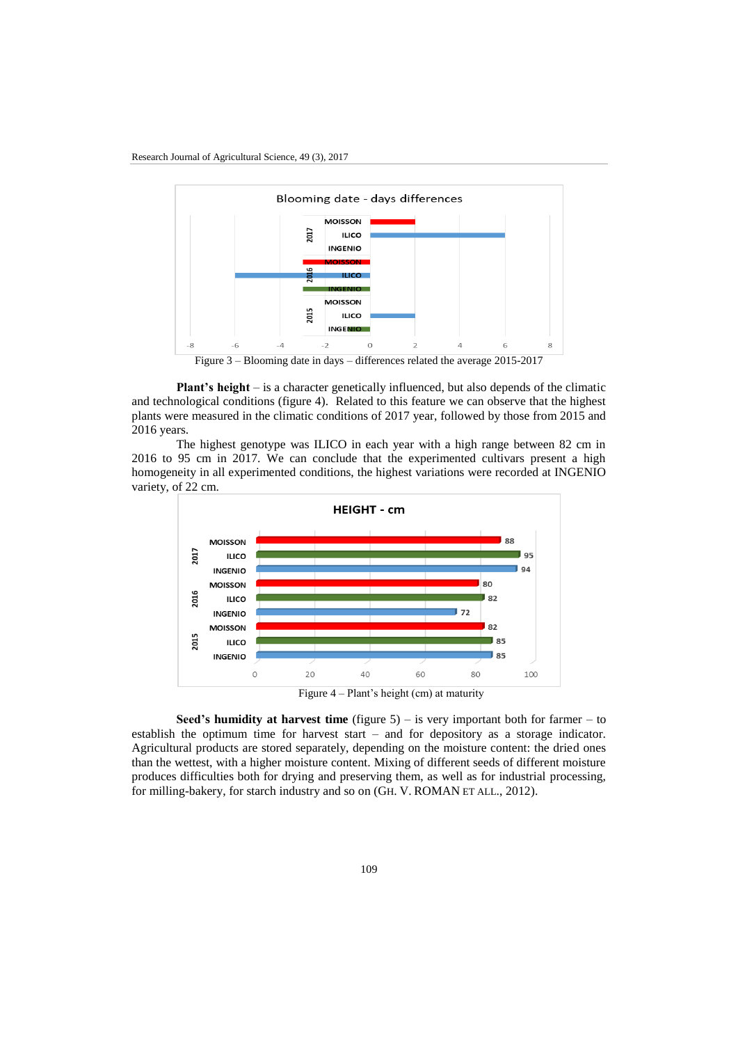Figure 3 – Blooming date in days – differences related the average 2015-2017

**Plant's height** – is a character genetically influenced, but also depends of the climatic and technological conditions (figure 4). Related to this feature we can observe that the highest plants were measured in the climatic conditions of 2017 year, followed by those from 2015 and 2016 years.

The highest genotype was ILICO in each year with a high range between 82 cm in 2016 to 95 cm in 2017. We can conclude that the experimented cultivars present a high homogeneity in all experimented conditions, the highest variations were recorded at INGENIO variety, of 22 cm.

Figure 4 – Plant's height (cm) at maturity

**Seed's humidity at harvest time** (figure 5) – is very important both for farmer – to establish the optimum time for harvest start – and for depository as a storage indicator. Agricultural products are stored separately, depending on the moisture content: the dried ones than the wettest, with a higher moisture content. Mixing of different seeds of different moisture produces difficulties both for drying and preserving them, as well as for industrial processing, for milling-bakery, for starch industry and so on (GH. V. ROMAN ET ALL., 2012).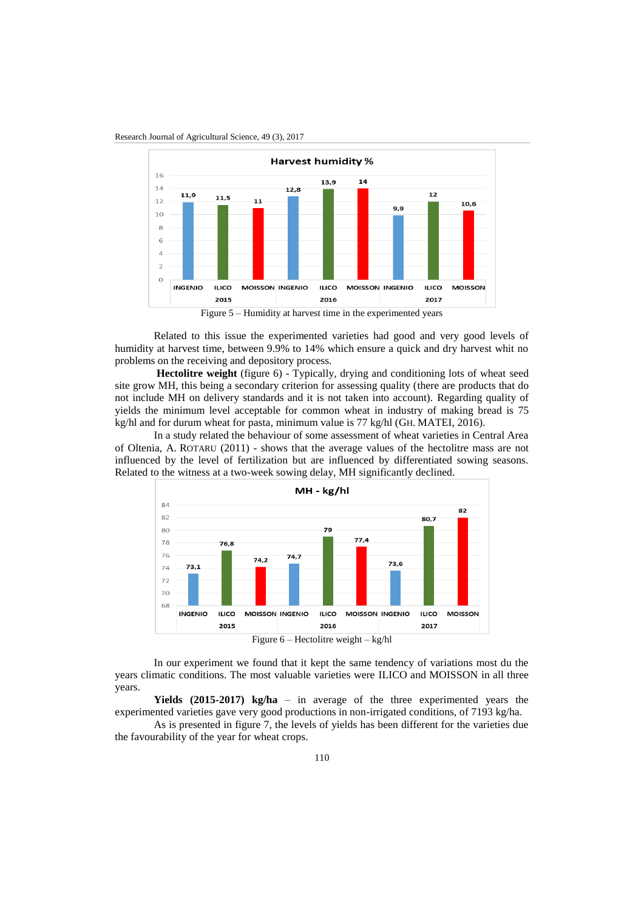Figure 5 – Humidity at harvest time in the experimented years

Related to this issue the experimented varieties had good and very good levels of humidity at harvest time, between 9.9% to 14% which ensure a quick and dry harvest whit no problems on the receiving and depository process.

**Hectolitre weight** (figure 6) - Typically, drying and conditioning lots of wheat seed site grow MH, this being a secondary criterion for assessing quality (there are products that do not include MH on delivery standards and it is not taken into account). Regarding quality of yields the minimum level acceptable for common wheat in industry of making bread is 75 kg/hl and for durum wheat for pasta, minimum value is 77 kg/hl (GH. MATEI, 2016).

In a study related the behaviour of some assessment of wheat varieties in Central Area of Oltenia, A. ROTARU (2011) - shows that the average values of the hectolitre mass are not influenced by the level of fertilization but are influenced by differentiated sowing seasons. Related to the witness at a two-week sowing delay, MH significantly declined.

Figure 6 – Hectolitre weight – kg/hl

In our experiment we found that it kept the same tendency of variations most du the years climatic conditions. The most valuable varieties were ILICO and MOISSON in all three years.

**Yields (2015-2017) kg/ha** – in average of the three experimented years the experimented varieties gave very good productions in non-irrigated conditions, of 7193 kg/ha.

As is presented in figure 7, the levels of yields has been different for the varieties due the favourability of the year for wheat crops.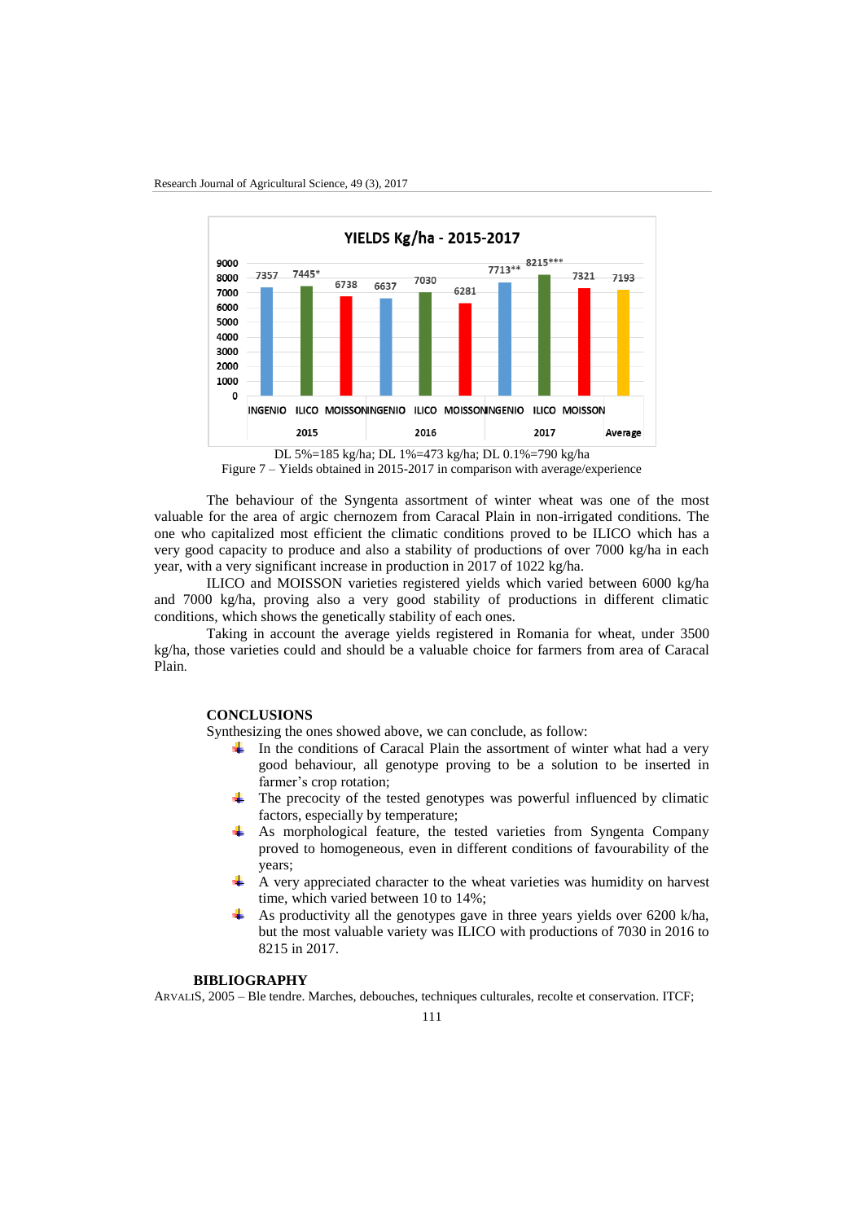DL 5%=185 kg/ha; DL 1%=473 kg/ha; DL 0.1%=790 kg/ha

Figure 7 – Yields obtained in 2015-2017 in comparison with average/experience

The behaviour of the Syngenta assortment of winter wheat was one of the most valuable for the area of argic chernozem from Caracal Plain in non-irrigated conditions. The one who capitalized most efficient the climatic conditions proved to be ILICO which has a very good capacity to produce and also a stability of productions of over 7000 kg/ha in each year, with a very significant increase in production in 2017 of 1022 kg/ha.

ILICO and MOISSON varieties registered yields which varied between 6000 kg/ha and 7000 kg/ha, proving also a very good stability of productions in different climatic conditions, which shows the genetically stability of each ones.

Taking in account the average yields registered in Romania for wheat, under 3500 kg/ha, those varieties could and should be a valuable choice for farmers from area of Caracal Plain.

## CONCLUSIONS

Synthesizing the ones showed above, we can conclude, as follow:

- In the conditions of Caracal Plain the assortment of winter what had a very good behaviour, all genotype proving to be a solution to be inserted in farmer's crop rotation;
- The precocity of the tested genotypes was powerful influenced by climatic factors, especially by temperature;
- As morphological feature, the tested varieties from Syngenta Company proved to homogeneous, even in different conditions of favourability of the years;
- A very appreciated character to the wheat varieties was humidity on harvest time, which varied between 10 to 14%;
- As productivity all the genotypes gave in three years yields over 6200 k/ha, but the most valuable variety was ILICO with productions of 7030 in 2016 to 8215 in 2017.

## BIBLIOGRAPHY

ARVALIS, 2005 – Ble tendre. Marches, debouches, techniques culturales, recolte et conservation. ITCF;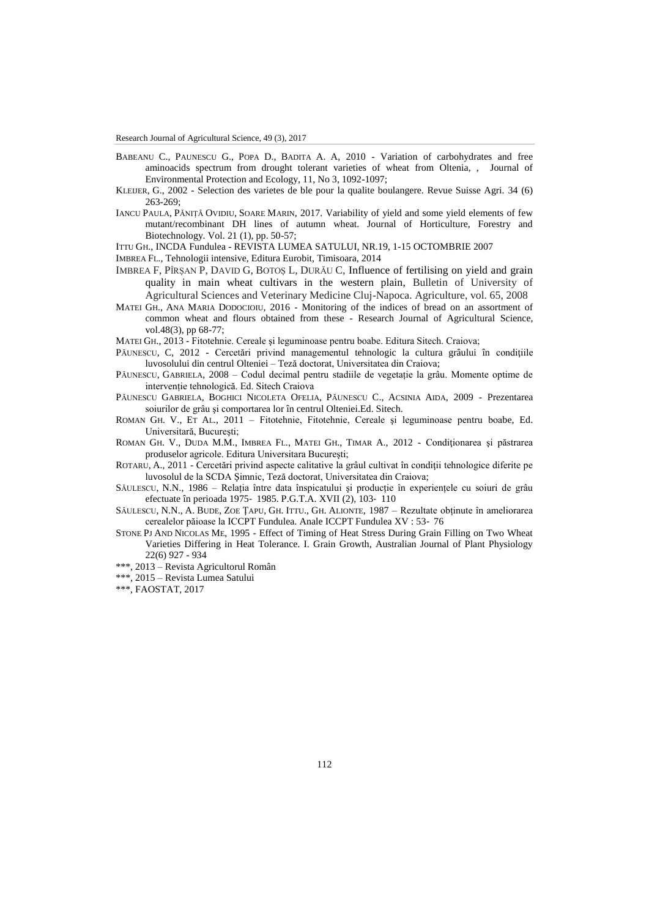BABEANU C., PAUNESCU G., POPA D., BADITA A. A, 2010 - Variation of carbohydrates and free aminoacids spectrum from drought tolerant varieties of wheat from Oltenia, , Journal of Environmental Protection and Ecology, 11, No 3, 1092-1097;

KLEIJER, G., 2002 - Selection des varietes de ble pour la qualite boulangere. Revue Suisse Agri. 34 (6) 263-269;

IANCU PAULA, PĂNIȚĂ OVIDIU, SOARE MARIN, 2017. Variability of yield and some yield elements of few mutant/recombinant DH lines of autumn wheat. Journal of Horticulture, Forestry and Biotechnology. Vol. 21 (1), pp. 50-57;

ITTU GH., INCDA Fundulea - REVISTA LUMEA SATULUI, NR.19, 1-15 OCTOMBRIE 2007

IMBREA FL., Tehnologii intensive, Editura Eurobit, Timisoara, 2014

IMBREA F, PÎRȘAN P, DAVID G, BOTOȘ L, DURĂU C, Influence of fertilising on yield and grain quality in main wheat cultivars in the western plain, Bulletin of University of Agricultural Sciences and Veterinary Medicine Cluj-Napoca. Agriculture, vol. 65, 2008

MATEI GH., ANA MARIA DODOCIOIU, 2016 - Monitoring of the indices of bread on an assortment of common wheat and flours obtained from these - Research Journal of Agricultural Science, vol.48(3), pp 68-77;

MATEI GH., 2013 - Fitotehnie. Cereale și leguminoase pentru boabe. Editura Sitech. Craiova;

PĂUNESCU, C, 2012 - Cercetări privind managementul tehnologic la cultura grâului în condițiile luvosolului din centrul Olteniei – Teză doctorat, Universitatea din Craiova;

PĂUNESCU, GABRIELA, 2008 – Codul decimal pentru stadiile de vegetație la grâu. Momente optime de intervenție tehnologică. Ed. Sitech Craiova

PĂUNESCU GABRIELA, BOGHICI NICOLETA OFELIA, PĂUNESCU C., ACSINIA AIDA, 2009 - Prezentarea soiurilor de grâu și comportarea lor în centrul Olteniei.Ed. Sitech.

ROMAN GH. V., ET AL., 2011 – Fitotehnie, Fitotehnie, Cereale și leguminoase pentru boabe, Ed. Universitară, București;

ROMAN GH. V., DUDA M.M., IMBREA FL., MATEI GH., TIMAR A., 2012 - Condiționarea și păstrarea produselor agricole. Editura Universitara București;

ROTARU, A., 2011 - Cercetări privind aspecte calitative la grâul cultivat în condiții tehnologice diferite pe luvosolul de la SCDA Șimnic, Teză doctorat, Universitatea din Craiova;

SĂULESCU, N.N., 1986 – Relația între data înspicatului și producție în experiențele cu soiuri de grâu efectuate în perioada 1975- 1985. P.G.T.A. XVII (2), 103- 110

SĂULESCU, N.N., A. BUDE, ZOE ȚAPU, GH. ITTU., GH. ALIONTE, 1987 – Rezultate obținute în ameliorarea cerealelor păioase la ICCPT Fundulea. Anale ICCPT Fundulea XV : 53- 76

STONE PJ AND NICOLAS ME, 1995 - Effect of Timing of Heat Stress During Grain Filling on Two Wheat Varieties Differing in Heat Tolerance. I. Grain Growth, Australian Journal of Plant Physiology 22(6) 927 - 934

***, 2013 – Revista Agricultorul Român

***, 2015 – Revista Lumea Satului

***, FAOSTAT, 2017